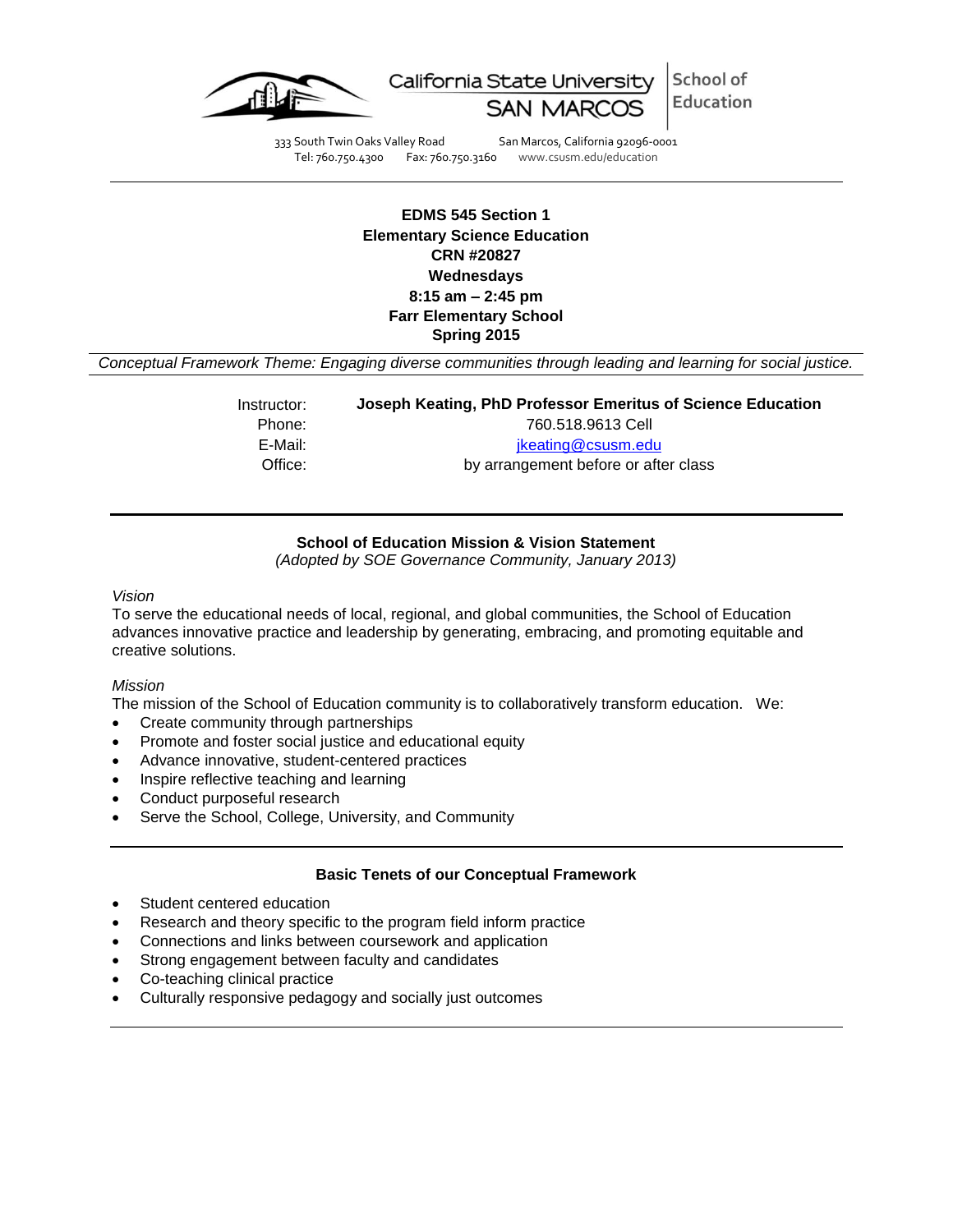California State University SAN MARCOS | School of Education

333 South Twin Oaks Valley Road San Marcos, California 92096-0001
Tel: 760.750.4300 Fax: 760.750.3160 www.csusm.edu/education

---

**EDMS 545 Section 1**
**Elementary Science Education**
**CRN #20827**
**Wednesdays**
**8:15 am – 2:45 pm**
**Farr Elementary School**
**Spring 2015**

*Conceptual Framework Theme: Engaging diverse communities through leading and learning for social justice.*

| | |
|---|---|
| Instructor: | **Joseph Keating, PhD Professor Emeritus of Science Education** |
| Phone: | 760.518.9613 Cell |
| E-Mail: | jkeating@csusm.edu |
| Office: | by arrangement before or after class |

---

## School of Education Mission & Vision Statement

*(Adopted by SOE Governance Community, January 2013)*

*Vision*

To serve the educational needs of local, regional, and global communities, the School of Education advances innovative practice and leadership by generating, embracing, and promoting equitable and creative solutions.

*Mission*

The mission of the School of Education community is to collaboratively transform education. We:

- Create community through partnerships
- Promote and foster social justice and educational equity
- Advance innovative, student-centered practices
- Inspire reflective teaching and learning
- Conduct purposeful research
- Serve the School, College, University, and Community

---

## Basic Tenets of our Conceptual Framework

- Student centered education
- Research and theory specific to the program field inform practice
- Connections and links between coursework and application
- Strong engagement between faculty and candidates
- Co-teaching clinical practice
- Culturally responsive pedagogy and socially just outcomes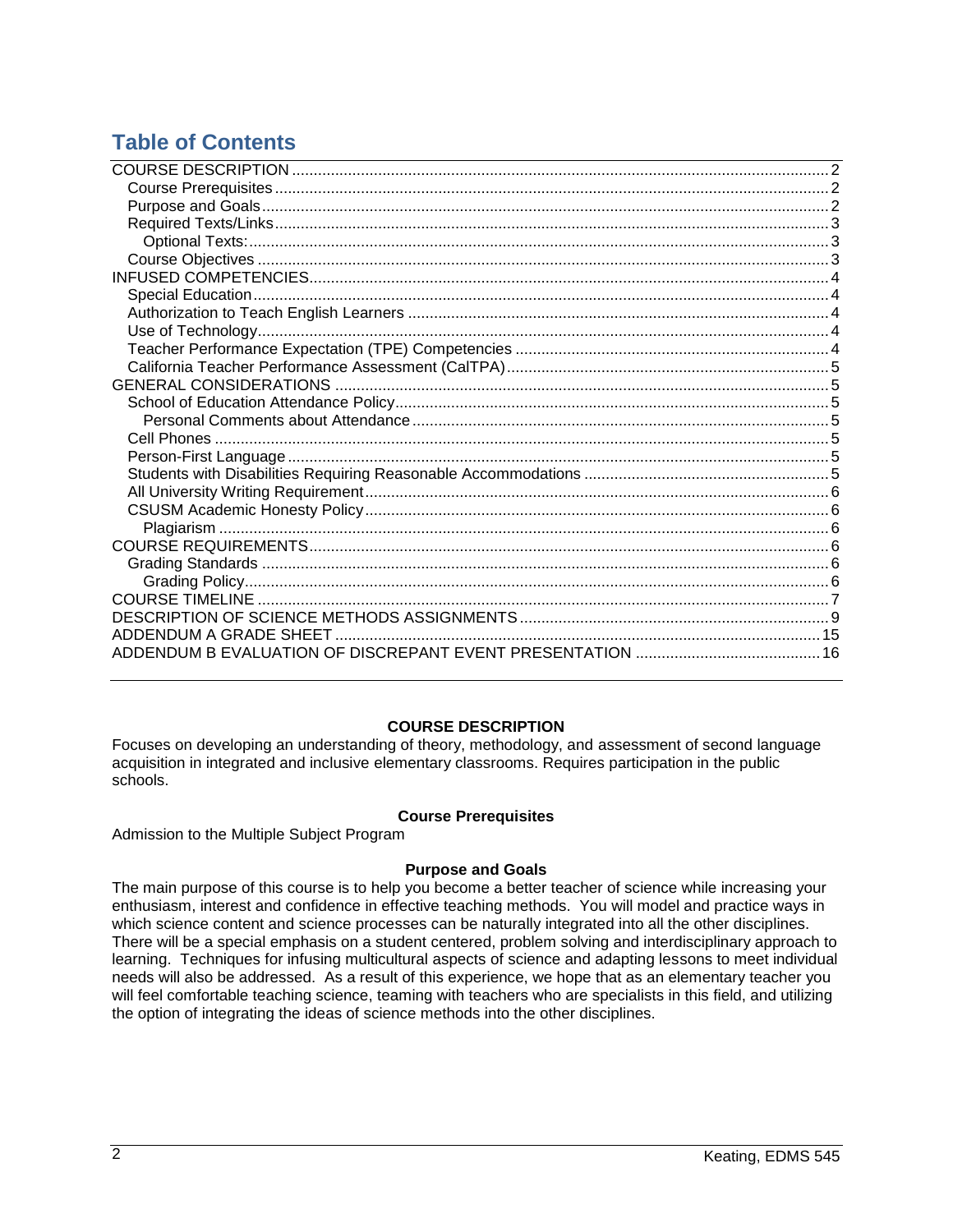# Table of Contents

COURSE DESCRIPTION ..... 2
- Course Prerequisites ..... 2
- Purpose and Goals ..... 2
- Required Texts/Links ..... 3
  - Optional Texts: ..... 3
- Course Objectives ..... 3

INFUSED COMPETENCIES ..... 4
- Special Education ..... 4
- Authorization to Teach English Learners ..... 4
- Use of Technology ..... 4
- Teacher Performance Expectation (TPE) Competencies ..... 4
- California Teacher Performance Assessment (CalTPA) ..... 5

GENERAL CONSIDERATIONS ..... 5
- School of Education Attendance Policy ..... 5
  - Personal Comments about Attendance ..... 5
- Cell Phones ..... 5
- Person-First Language ..... 5
- Students with Disabilities Requiring Reasonable Accommodations ..... 5
- All University Writing Requirement ..... 6
- CSUSM Academic Honesty Policy ..... 6
  - Plagiarism ..... 6

COURSE REQUIREMENTS ..... 6
- Grading Standards ..... 6
  - Grading Policy ..... 6

COURSE TIMELINE ..... 7

DESCRIPTION OF SCIENCE METHODS ASSIGNMENTS ..... 9

ADDENDUM A GRADE SHEET ..... 15

ADDENDUM B EVALUATION OF DISCREPANT EVENT PRESENTATION ..... 16

## COURSE DESCRIPTION

Focuses on developing an understanding of theory, methodology, and assessment of second language acquisition in integrated and inclusive elementary classrooms. Requires participation in the public schools.

### Course Prerequisites

Admission to the Multiple Subject Program

### Purpose and Goals

The main purpose of this course is to help you become a better teacher of science while increasing your enthusiasm, interest and confidence in effective teaching methods. You will model and practice ways in which science content and science processes can be naturally integrated into all the other disciplines. There will be a special emphasis on a student centered, problem solving and interdisciplinary approach to learning. Techniques for infusing multicultural aspects of science and adapting lessons to meet individual needs will also be addressed. As a result of this experience, we hope that as an elementary teacher you will feel comfortable teaching science, teaming with teachers who are specialists in this field, and utilizing the option of integrating the ideas of science methods into the other disciplines.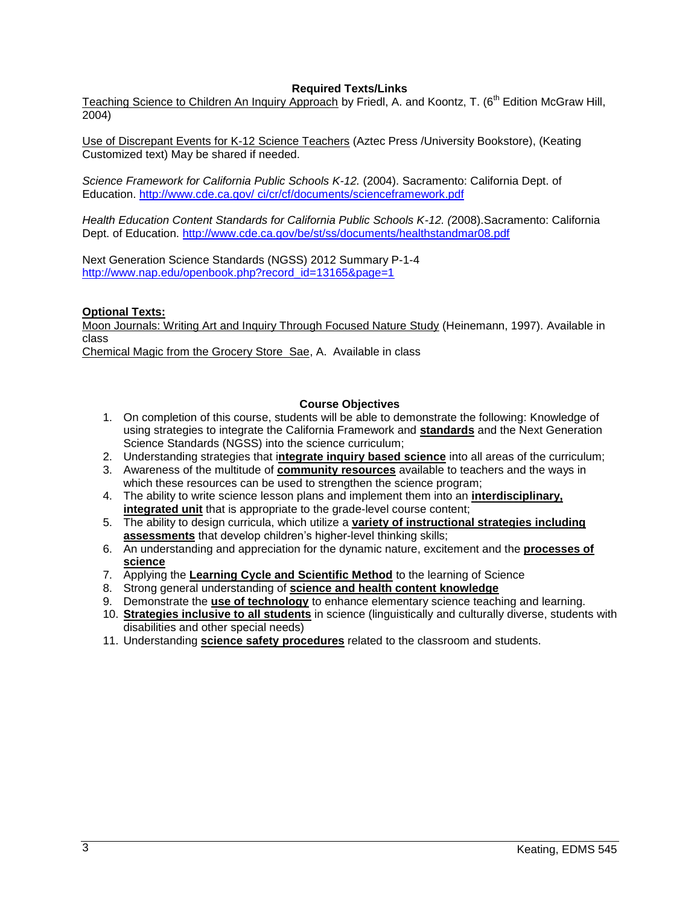**Required Texts/Links**

Teaching Science to Children An Inquiry Approach by Friedl, A. and Koontz, T. (6th Edition McGraw Hill, 2004)

Use of Discrepant Events for K-12 Science Teachers (Aztec Press /University Bookstore), (Keating Customized text) May be shared if needed.

*Science Framework for California Public Schools K-12.* (2004). Sacramento: California Dept. of Education. http://www.cde.ca.gov/ ci/cr/cf/documents/scienceframework.pdf

*Health Education Content Standards for California Public Schools K-12. (*2008).Sacramento: California Dept. of Education. http://www.cde.ca.gov/be/st/ss/documents/healthstandmar08.pdf

Next Generation Science Standards (NGSS) 2012 Summary P-1-4
http://www.nap.edu/openbook.php?record_id=13165&page=1

**Optional Texts:**

Moon Journals: Writing Art and Inquiry Through Focused Nature Study (Heinemann, 1997). Available in class
Chemical Magic from the Grocery Store Sae, A. Available in class

**Course Objectives**

1. On completion of this course, students will be able to demonstrate the following: Knowledge of using strategies to integrate the California Framework and **standards** and the Next Generation Science Standards (NGSS) into the science curriculum;
2. Understanding strategies that i**ntegrate inquiry based science** into all areas of the curriculum;
3. Awareness of the multitude of **community resources** available to teachers and the ways in which these resources can be used to strengthen the science program;
4. The ability to write science lesson plans and implement them into an **interdisciplinary, integrated unit** that is appropriate to the grade-level course content;
5. The ability to design curricula, which utilize a **variety of instructional strategies including assessments** that develop children's higher-level thinking skills;
6. An understanding and appreciation for the dynamic nature, excitement and the **processes of science**
7. Applying the **Learning Cycle and Scientific Method** to the learning of Science
8. Strong general understanding of **science and health content knowledge**
9. Demonstrate the **use of technology** to enhance elementary science teaching and learning.
10. **Strategies inclusive to all students** in science (linguistically and culturally diverse, students with disabilities and other special needs)
11. Understanding **science safety procedures** related to the classroom and students.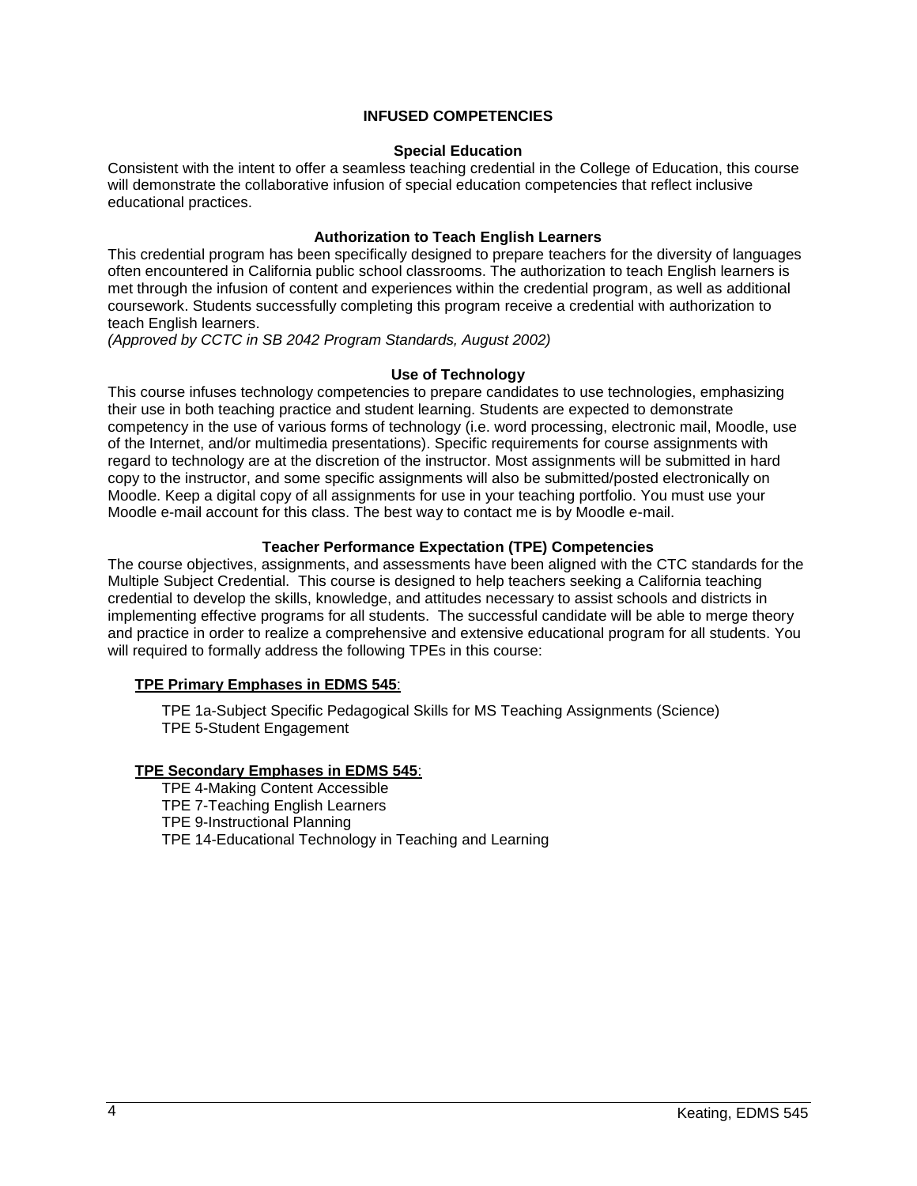## INFUSED COMPETENCIES

### Special Education

Consistent with the intent to offer a seamless teaching credential in the College of Education, this course will demonstrate the collaborative infusion of special education competencies that reflect inclusive educational practices.

### Authorization to Teach English Learners

This credential program has been specifically designed to prepare teachers for the diversity of languages often encountered in California public school classrooms. The authorization to teach English learners is met through the infusion of content and experiences within the credential program, as well as additional coursework. Students successfully completing this program receive a credential with authorization to teach English learners.
*(Approved by CCTC in SB 2042 Program Standards, August 2002)*

### Use of Technology

This course infuses technology competencies to prepare candidates to use technologies, emphasizing their use in both teaching practice and student learning. Students are expected to demonstrate competency in the use of various forms of technology (i.e. word processing, electronic mail, Moodle, use of the Internet, and/or multimedia presentations). Specific requirements for course assignments with regard to technology are at the discretion of the instructor. Most assignments will be submitted in hard copy to the instructor, and some specific assignments will also be submitted/posted electronically on Moodle. Keep a digital copy of all assignments for use in your teaching portfolio. You must use your Moodle e-mail account for this class. The best way to contact me is by Moodle e-mail.

### Teacher Performance Expectation (TPE) Competencies

The course objectives, assignments, and assessments have been aligned with the CTC standards for the Multiple Subject Credential. This course is designed to help teachers seeking a California teaching credential to develop the skills, knowledge, and attitudes necessary to assist schools and districts in implementing effective programs for all students. The successful candidate will be able to merge theory and practice in order to realize a comprehensive and extensive educational program for all students. You will required to formally address the following TPEs in this course:

**TPE Primary Emphases in EDMS 545**:

TPE 1a-Subject Specific Pedagogical Skills for MS Teaching Assignments (Science)
TPE 5-Student Engagement

**TPE Secondary Emphases in EDMS 545**:

TPE 4-Making Content Accessible
TPE 7-Teaching English Learners
TPE 9-Instructional Planning
TPE 14-Educational Technology in Teaching and Learning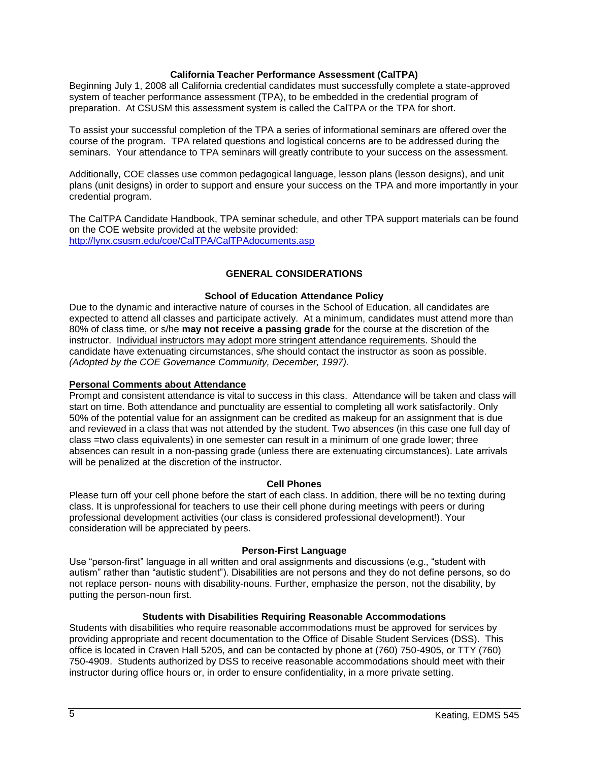### California Teacher Performance Assessment (CalTPA)

Beginning July 1, 2008 all California credential candidates must successfully complete a state-approved system of teacher performance assessment (TPA), to be embedded in the credential program of preparation. At CSUSM this assessment system is called the CalTPA or the TPA for short.

To assist your successful completion of the TPA a series of informational seminars are offered over the course of the program. TPA related questions and logistical concerns are to be addressed during the seminars. Your attendance to TPA seminars will greatly contribute to your success on the assessment.

Additionally, COE classes use common pedagogical language, lesson plans (lesson designs), and unit plans (unit designs) in order to support and ensure your success on the TPA and more importantly in your credential program.

The CalTPA Candidate Handbook, TPA seminar schedule, and other TPA support materials can be found on the COE website provided at the website provided:
http://lynx.csusm.edu/coe/CalTPA/CalTPAdocuments.asp

## GENERAL CONSIDERATIONS

### School of Education Attendance Policy

Due to the dynamic and interactive nature of courses in the School of Education, all candidates are expected to attend all classes and participate actively. At a minimum, candidates must attend more than 80% of class time, or s/he **may not receive a passing grade** for the course at the discretion of the instructor. Individual instructors may adopt more stringent attendance requirements. Should the candidate have extenuating circumstances, s/he should contact the instructor as soon as possible. *(Adopted by the COE Governance Community, December, 1997).*

**Personal Comments about Attendance**

Prompt and consistent attendance is vital to success in this class. Attendance will be taken and class will start on time. Both attendance and punctuality are essential to completing all work satisfactorily. Only 50% of the potential value for an assignment can be credited as makeup for an assignment that is due and reviewed in a class that was not attended by the student. Two absences (in this case one full day of class =two class equivalents) in one semester can result in a minimum of one grade lower; three absences can result in a non-passing grade (unless there are extenuating circumstances). Late arrivals will be penalized at the discretion of the instructor.

### Cell Phones

Please turn off your cell phone before the start of each class. In addition, there will be no texting during class. It is unprofessional for teachers to use their cell phone during meetings with peers or during professional development activities (our class is considered professional development!). Your consideration will be appreciated by peers.

### Person-First Language

Use "person-first" language in all written and oral assignments and discussions (e.g., "student with autism" rather than "autistic student"). Disabilities are not persons and they do not define persons, so do not replace person- nouns with disability-nouns. Further, emphasize the person, not the disability, by putting the person-noun first.

### Students with Disabilities Requiring Reasonable Accommodations

Students with disabilities who require reasonable accommodations must be approved for services by providing appropriate and recent documentation to the Office of Disable Student Services (DSS). This office is located in Craven Hall 5205, and can be contacted by phone at (760) 750-4905, or TTY (760) 750-4909. Students authorized by DSS to receive reasonable accommodations should meet with their instructor during office hours or, in order to ensure confidentiality, in a more private setting.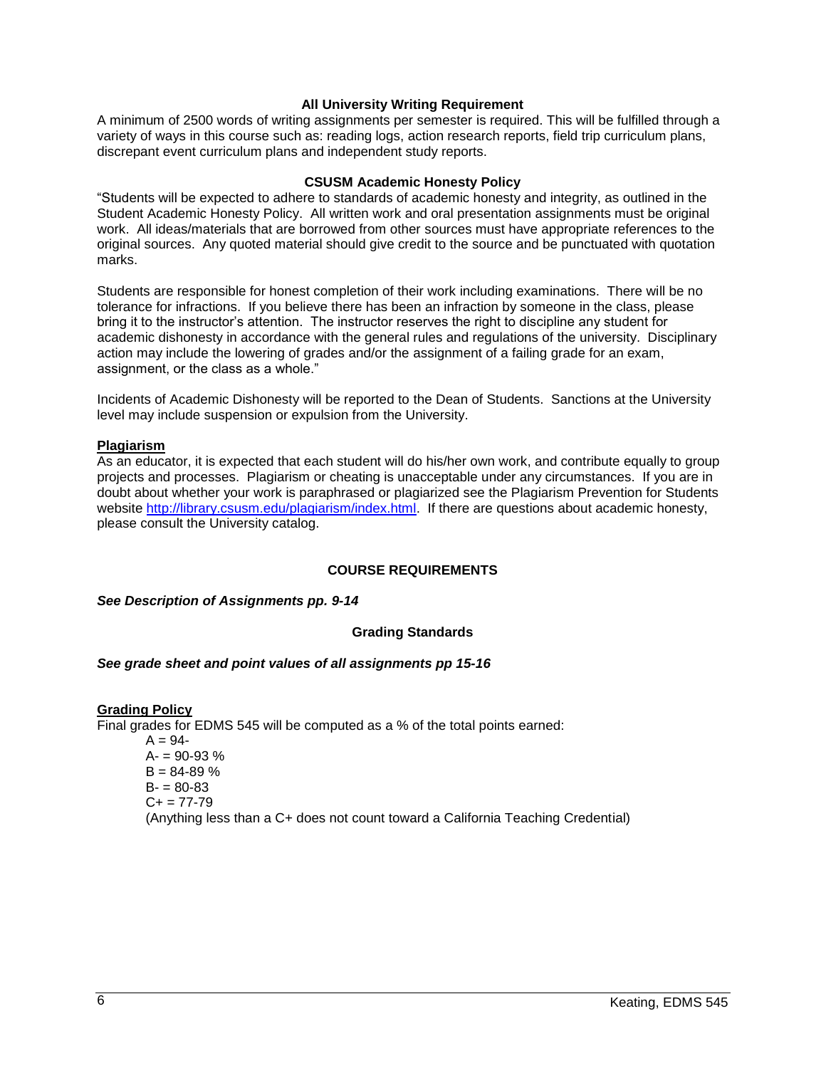### All University Writing Requirement

A minimum of 2500 words of writing assignments per semester is required. This will be fulfilled through a variety of ways in this course such as: reading logs, action research reports, field trip curriculum plans, discrepant event curriculum plans and independent study reports.

### CSUSM Academic Honesty Policy

"Students will be expected to adhere to standards of academic honesty and integrity, as outlined in the Student Academic Honesty Policy. All written work and oral presentation assignments must be original work. All ideas/materials that are borrowed from other sources must have appropriate references to the original sources. Any quoted material should give credit to the source and be punctuated with quotation marks.

Students are responsible for honest completion of their work including examinations. There will be no tolerance for infractions. If you believe there has been an infraction by someone in the class, please bring it to the instructor's attention. The instructor reserves the right to discipline any student for academic dishonesty in accordance with the general rules and regulations of the university. Disciplinary action may include the lowering of grades and/or the assignment of a failing grade for an exam, assignment, or the class as a whole."

Incidents of Academic Dishonesty will be reported to the Dean of Students. Sanctions at the University level may include suspension or expulsion from the University.

**Plagiarism**

As an educator, it is expected that each student will do his/her own work, and contribute equally to group projects and processes. Plagiarism or cheating is unacceptable under any circumstances. If you are in doubt about whether your work is paraphrased or plagiarized see the Plagiarism Prevention for Students website http://library.csusm.edu/plagiarism/index.html. If there are questions about academic honesty, please consult the University catalog.

## COURSE REQUIREMENTS

***See Description of Assignments pp. 9-14***

### Grading Standards

***See grade sheet and point values of all assignments pp 15-16***

**Grading Policy**

Final grades for EDMS 545 will be computed as a % of the total points earned:

- A = 94-
- A- = 90-93 %
- B = 84-89 %
- B- = 80-83
- C+ = 77-79

(Anything less than a C+ does not count toward a California Teaching Credential)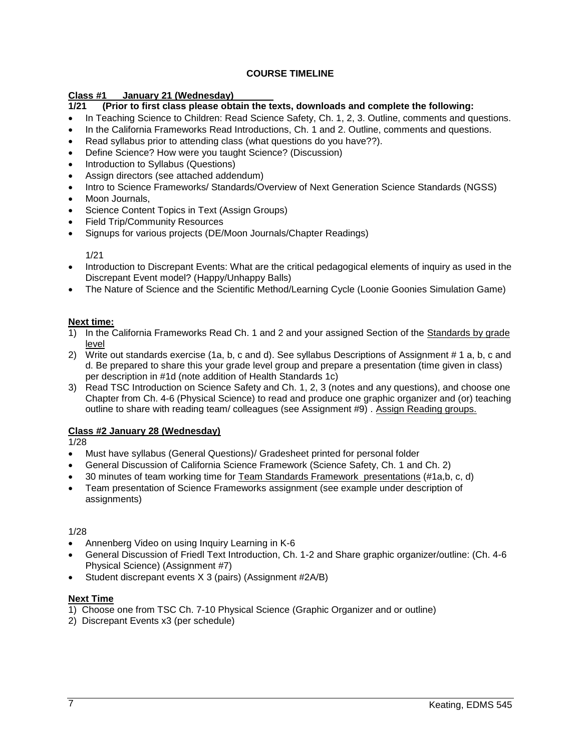**COURSE TIMELINE**

**Class #1 January 21 (Wednesday)**

**1/21 (Prior to first class please obtain the texts, downloads and complete the following:**

- In Teaching Science to Children: Read Science Safety, Ch. 1, 2, 3. Outline, comments and questions.
- In the California Frameworks Read Introductions, Ch. 1 and 2. Outline, comments and questions.
- Read syllabus prior to attending class (what questions do you have??).
- Define Science? How were you taught Science? (Discussion)
- Introduction to Syllabus (Questions)
- Assign directors (see attached addendum)
- Intro to Science Frameworks/ Standards/Overview of Next Generation Science Standards (NGSS)
- Moon Journals,
- Science Content Topics in Text (Assign Groups)
- Field Trip/Community Resources
- Signups for various projects (DE/Moon Journals/Chapter Readings)

1/21

- Introduction to Discrepant Events: What are the critical pedagogical elements of inquiry as used in the Discrepant Event model? (Happy/Unhappy Balls)
- The Nature of Science and the Scientific Method/Learning Cycle (Loonie Goonies Simulation Game)

**Next time:**

1) In the California Frameworks Read Ch. 1 and 2 and your assigned Section of the Standards by grade level
2) Write out standards exercise (1a, b, c and d). See syllabus Descriptions of Assignment # 1 a, b, c and d. Be prepared to share this your grade level group and prepare a presentation (time given in class) per description in #1d (note addition of Health Standards 1c)
3) Read TSC Introduction on Science Safety and Ch. 1, 2, 3 (notes and any questions), and choose one Chapter from Ch. 4-6 (Physical Science) to read and produce one graphic organizer and (or) teaching outline to share with reading team/ colleagues (see Assignment #9) . Assign Reading groups.

**Class #2 January 28 (Wednesday)**

1/28

- Must have syllabus (General Questions)/ Gradesheet printed for personal folder
- General Discussion of California Science Framework (Science Safety, Ch. 1 and Ch. 2)
- 30 minutes of team working time for Team Standards Framework presentations (#1a,b, c, d)
- Team presentation of Science Frameworks assignment (see example under description of assignments)

1/28

- Annenberg Video on using Inquiry Learning in K-6
- General Discussion of Friedl Text Introduction, Ch. 1-2 and Share graphic organizer/outline: (Ch. 4-6 Physical Science) (Assignment #7)
- Student discrepant events X 3 (pairs) (Assignment #2A/B)

**Next Time**

1) Choose one from TSC Ch. 7-10 Physical Science (Graphic Organizer and or outline)
2) Discrepant Events x3 (per schedule)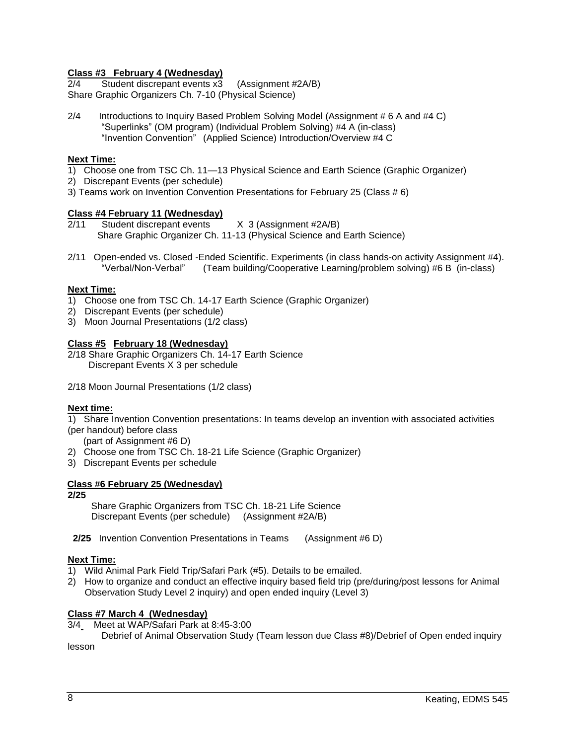**Class #3 February 4 (Wednesday)**

2/4 Student discrepant events x3 (Assignment #2A/B)
Share Graphic Organizers Ch. 7-10 (Physical Science)

2/4 Introductions to Inquiry Based Problem Solving Model (Assignment # 6 A and #4 C)
"Superlinks" (OM program) (Individual Problem Solving) #4 A (in-class)
"Invention Convention" (Applied Science) Introduction/Overview #4 C

**Next Time:**

1) Choose one from TSC Ch. 11—13 Physical Science and Earth Science (Graphic Organizer)
2) Discrepant Events (per schedule)
3) Teams work on Invention Convention Presentations for February 25 (Class # 6)

**Class #4 February 11 (Wednesday)**

2/11 Student discrepant events X 3 (Assignment #2A/B)
Share Graphic Organizer Ch. 11-13 (Physical Science and Earth Science)

2/11 Open-ended vs. Closed -Ended Scientific. Experiments (in class hands-on activity Assignment #4).
"Verbal/Non-Verbal" (Team building/Cooperative Learning/problem solving) #6 B (in-class)

**Next Time:**

1) Choose one from TSC Ch. 14-17 Earth Science (Graphic Organizer)
2) Discrepant Events (per schedule)
3) Moon Journal Presentations (1/2 class)

**Class #5 February 18 (Wednesday)**

2/18 Share Graphic Organizers Ch. 14-17 Earth Science
Discrepant Events X 3 per schedule

2/18 Moon Journal Presentations (1/2 class)

**Next time:**

1) Share Invention Convention presentations: In teams develop an invention with associated activities (per handout) before class
(part of Assignment #6 D)
2) Choose one from TSC Ch. 18-21 Life Science (Graphic Organizer)
3) Discrepant Events per schedule

**Class #6 February 25 (Wednesday)**

**2/25**

Share Graphic Organizers from TSC Ch. 18-21 Life Science
Discrepant Events (per schedule) (Assignment #2A/B)

**2/25** Invention Convention Presentations in Teams (Assignment #6 D)

**Next Time:**

1) Wild Animal Park Field Trip/Safari Park (#5). Details to be emailed.
2) How to organize and conduct an effective inquiry based field trip (pre/during/post lessons for Animal Observation Study Level 2 inquiry) and open ended inquiry (Level 3)

**Class #7 March 4 (Wednesday)**

3/4 Meet at WAP/Safari Park at 8:45-3:00
Debrief of Animal Observation Study (Team lesson due Class #8)/Debrief of Open ended inquiry lesson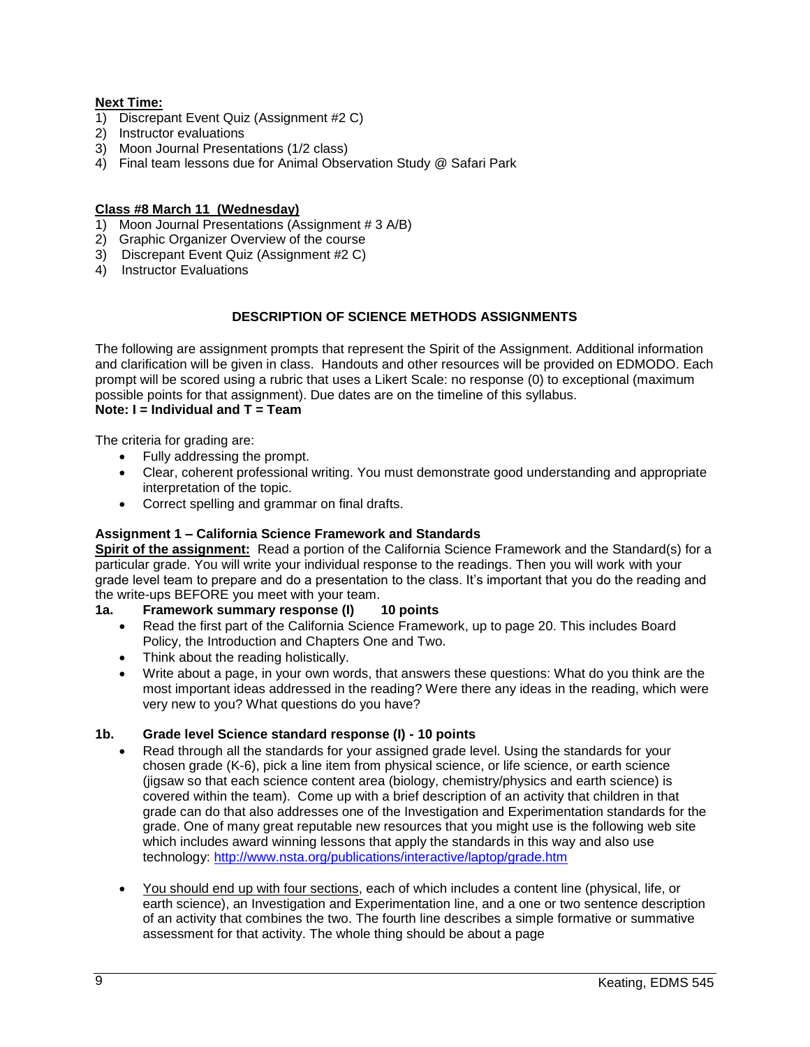**Next Time:**

1) Discrepant Event Quiz (Assignment #2 C)
2) Instructor evaluations
3) Moon Journal Presentations (1/2 class)
4) Final team lessons due for Animal Observation Study @ Safari Park

**Class #8 March 11 (Wednesday)**

1) Moon Journal Presentations (Assignment # 3 A/B)
2) Graphic Organizer Overview of the course
3) Discrepant Event Quiz (Assignment #2 C)
4) Instructor Evaluations

## DESCRIPTION OF SCIENCE METHODS ASSIGNMENTS

The following are assignment prompts that represent the Spirit of the Assignment. Additional information and clarification will be given in class. Handouts and other resources will be provided on EDMODO. Each prompt will be scored using a rubric that uses a Likert Scale: no response (0) to exceptional (maximum possible points for that assignment). Due dates are on the timeline of this syllabus.

**Note: I = Individual and T = Team**

The criteria for grading are:

- Fully addressing the prompt.
- Clear, coherent professional writing. You must demonstrate good understanding and appropriate interpretation of the topic.
- Correct spelling and grammar on final drafts.

### Assignment 1 – California Science Framework and Standards

**Spirit of the assignment:** Read a portion of the California Science Framework and the Standard(s) for a particular grade. You will write your individual response to the readings. Then you will work with your grade level team to prepare and do a presentation to the class. It's important that you do the reading and the write-ups BEFORE you meet with your team.

**1a. Framework summary response (I) 10 points**

- Read the first part of the California Science Framework, up to page 20. This includes Board Policy, the Introduction and Chapters One and Two.
- Think about the reading holistically.
- Write about a page, in your own words, that answers these questions: What do you think are the most important ideas addressed in the reading? Were there any ideas in the reading, which were very new to you? What questions do you have?

**1b. Grade level Science standard response (I) - 10 points**

- Read through all the standards for your assigned grade level. Using the standards for your chosen grade (K-6), pick a line item from physical science, or life science, or earth science (jigsaw so that each science content area (biology, chemistry/physics and earth science) is covered within the team). Come up with a brief description of an activity that children in that grade can do that also addresses one of the Investigation and Experimentation standards for the grade. One of many great reputable new resources that you might use is the following web site which includes award winning lessons that apply the standards in this way and also use technology: http://www.nsta.org/publications/interactive/laptop/grade.htm

- You should end up with four sections, each of which includes a content line (physical, life, or earth science), an Investigation and Experimentation line, and a one or two sentence description of an activity that combines the two. The fourth line describes a simple formative or summative assessment for that activity. The whole thing should be about a page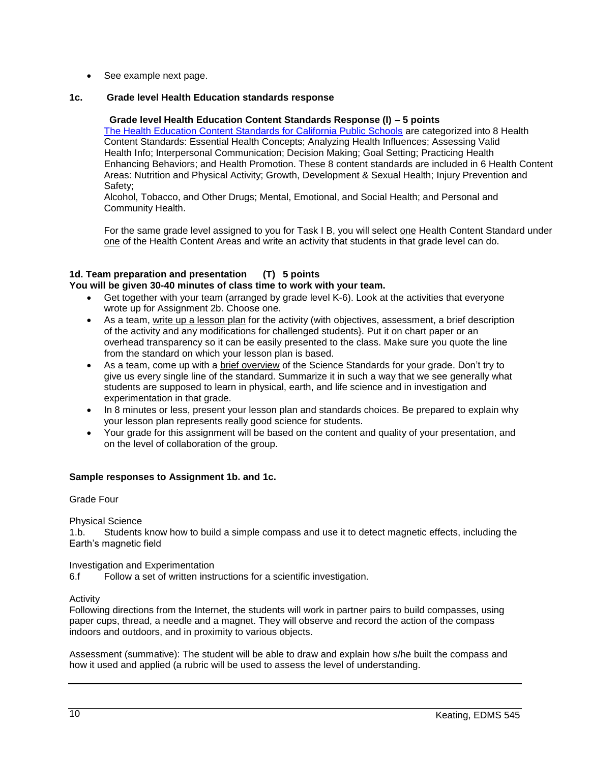- See example next page.

### 1c. Grade level Health Education standards response

**Grade level Health Education Content Standards Response (I) – 5 points**

The Health Education Content Standards for California Public Schools are categorized into 8 Health Content Standards: Essential Health Concepts; Analyzing Health Influences; Assessing Valid Health Info; Interpersonal Communication; Decision Making; Goal Setting; Practicing Health Enhancing Behaviors; and Health Promotion. These 8 content standards are included in 6 Health Content Areas: Nutrition and Physical Activity; Growth, Development & Sexual Health; Injury Prevention and Safety;
Alcohol, Tobacco, and Other Drugs; Mental, Emotional, and Social Health; and Personal and Community Health.

For the same grade level assigned to you for Task I B, you will select one Health Content Standard under one of the Health Content Areas and write an activity that students in that grade level can do.

### 1d. Team preparation and presentation (T) 5 points

**You will be given 30-40 minutes of class time to work with your team.**

- Get together with your team (arranged by grade level K-6). Look at the activities that everyone wrote up for Assignment 2b. Choose one.
- As a team, write up a lesson plan for the activity (with objectives, assessment, a brief description of the activity and any modifications for challenged students}. Put it on chart paper or an overhead transparency so it can be easily presented to the class. Make sure you quote the line from the standard on which your lesson plan is based.
- As a team, come up with a brief overview of the Science Standards for your grade. Don't try to give us every single line of the standard. Summarize it in such a way that we see generally what students are supposed to learn in physical, earth, and life science and in investigation and experimentation in that grade.
- In 8 minutes or less, present your lesson plan and standards choices. Be prepared to explain why your lesson plan represents really good science for students.
- Your grade for this assignment will be based on the content and quality of your presentation, and on the level of collaboration of the group.

**Sample responses to Assignment 1b. and 1c.**

Grade Four

Physical Science
1.b. Students know how to build a simple compass and use it to detect magnetic effects, including the Earth's magnetic field

Investigation and Experimentation
6.f Follow a set of written instructions for a scientific investigation.

Activity
Following directions from the Internet, the students will work in partner pairs to build compasses, using paper cups, thread, a needle and a magnet. They will observe and record the action of the compass indoors and outdoors, and in proximity to various objects.

Assessment (summative): The student will be able to draw and explain how s/he built the compass and how it used and applied (a rubric will be used to assess the level of understanding.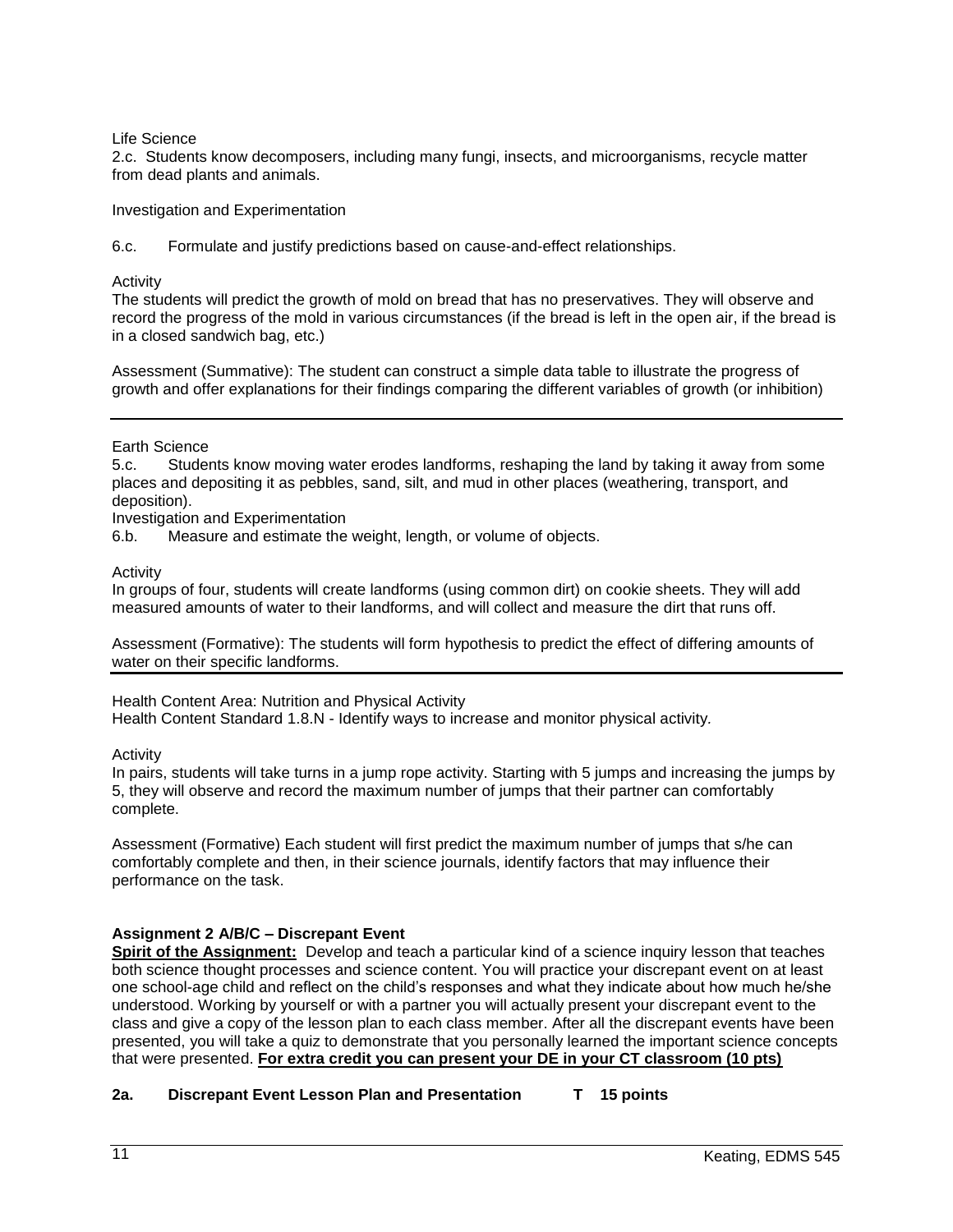Life Science

2.c. Students know decomposers, including many fungi, insects, and microorganisms, recycle matter from dead plants and animals.

Investigation and Experimentation

6.c. Formulate and justify predictions based on cause-and-effect relationships.

Activity

The students will predict the growth of mold on bread that has no preservatives. They will observe and record the progress of the mold in various circumstances (if the bread is left in the open air, if the bread is in a closed sandwich bag, etc.)

Assessment (Summative): The student can construct a simple data table to illustrate the progress of growth and offer explanations for their findings comparing the different variables of growth (or inhibition)

---

Earth Science

5.c. Students know moving water erodes landforms, reshaping the land by taking it away from some places and depositing it as pebbles, sand, silt, and mud in other places (weathering, transport, and deposition).

Investigation and Experimentation

6.b. Measure and estimate the weight, length, or volume of objects.

Activity

In groups of four, students will create landforms (using common dirt) on cookie sheets. They will add measured amounts of water to their landforms, and will collect and measure the dirt that runs off.

Assessment (Formative): The students will form hypothesis to predict the effect of differing amounts of water on their specific landforms.

---

Health Content Area: Nutrition and Physical Activity

Health Content Standard 1.8.N - Identify ways to increase and monitor physical activity.

Activity

In pairs, students will take turns in a jump rope activity. Starting with 5 jumps and increasing the jumps by 5, they will observe and record the maximum number of jumps that their partner can comfortably complete.

Assessment (Formative) Each student will first predict the maximum number of jumps that s/he can comfortably complete and then, in their science journals, identify factors that may influence their performance on the task.

**Assignment 2 A/B/C – Discrepant Event**

**Spirit of the Assignment:** Develop and teach a particular kind of a science inquiry lesson that teaches both science thought processes and science content. You will practice your discrepant event on at least one school-age child and reflect on the child's responses and what they indicate about how much he/she understood. Working by yourself or with a partner you will actually present your discrepant event to the class and give a copy of the lesson plan to each class member. After all the discrepant events have been presented, you will take a quiz to demonstrate that you personally learned the important science concepts that were presented. **For extra credit you can present your DE in your CT classroom (10 pts)**

**2a. Discrepant Event Lesson Plan and Presentation T 15 points**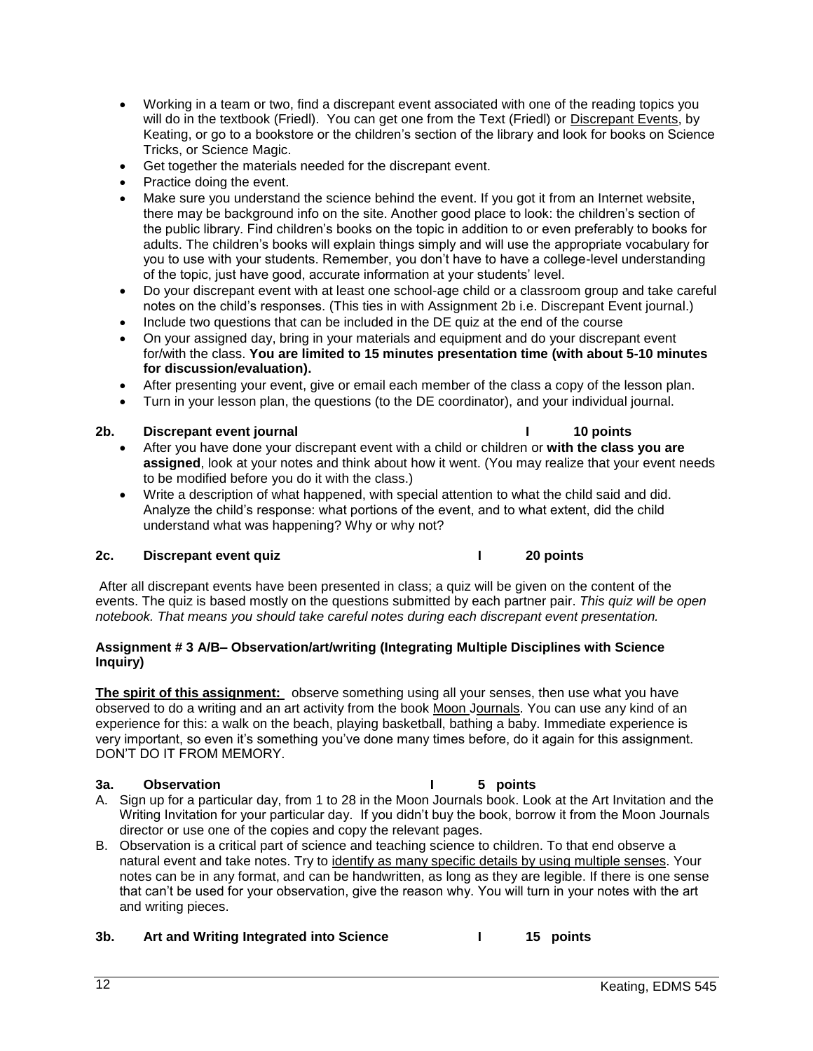- Working in a team or two, find a discrepant event associated with one of the reading topics you will do in the textbook (Friedl). You can get one from the Text (Friedl) or Discrepant Events, by Keating, or go to a bookstore or the children's section of the library and look for books on Science Tricks, or Science Magic.
- Get together the materials needed for the discrepant event.
- Practice doing the event.
- Make sure you understand the science behind the event. If you got it from an Internet website, there may be background info on the site. Another good place to look: the children's section of the public library. Find children's books on the topic in addition to or even preferably to books for adults. The children's books will explain things simply and will use the appropriate vocabulary for you to use with your students. Remember, you don't have to have a college-level understanding of the topic, just have good, accurate information at your students' level.
- Do your discrepant event with at least one school-age child or a classroom group and take careful notes on the child's responses. (This ties in with Assignment 2b i.e. Discrepant Event journal.)
- Include two questions that can be included in the DE quiz at the end of the course
- On your assigned day, bring in your materials and equipment and do your discrepant event for/with the class. **You are limited to 15 minutes presentation time (with about 5-10 minutes for discussion/evaluation).**
- After presenting your event, give or email each member of the class a copy of the lesson plan.
- Turn in your lesson plan, the questions (to the DE coordinator), and your individual journal.

**2b. Discrepant event journal I 10 points**

- After you have done your discrepant event with a child or children or **with the class you are assigned**, look at your notes and think about how it went. (You may realize that your event needs to be modified before you do it with the class.)
- Write a description of what happened, with special attention to what the child said and did. Analyze the child's response: what portions of the event, and to what extent, did the child understand what was happening? Why or why not?

**2c. Discrepant event quiz I 20 points**

After all discrepant events have been presented in class; a quiz will be given on the content of the events. The quiz is based mostly on the questions submitted by each partner pair. *This quiz will be open notebook. That means you should take careful notes during each discrepant event presentation.*

**Assignment # 3 A/B– Observation/art/writing (Integrating Multiple Disciplines with Science Inquiry)**

**The spirit of this assignment:** observe something using all your senses, then use what you have observed to do a writing and an art activity from the book Moon Journals. You can use any kind of an experience for this: a walk on the beach, playing basketball, bathing a baby. Immediate experience is very important, so even it's something you've done many times before, do it again for this assignment. DON'T DO IT FROM MEMORY.

**3a. Observation I 5 points**

A. Sign up for a particular day, from 1 to 28 in the Moon Journals book. Look at the Art Invitation and the Writing Invitation for your particular day. If you didn't buy the book, borrow it from the Moon Journals director or use one of the copies and copy the relevant pages.

B. Observation is a critical part of science and teaching science to children. To that end observe a natural event and take notes. Try to identify as many specific details by using multiple senses. Your notes can be in any format, and can be handwritten, as long as they are legible. If there is one sense that can't be used for your observation, give the reason why. You will turn in your notes with the art and writing pieces.

**3b. Art and Writing Integrated into Science I 15 points**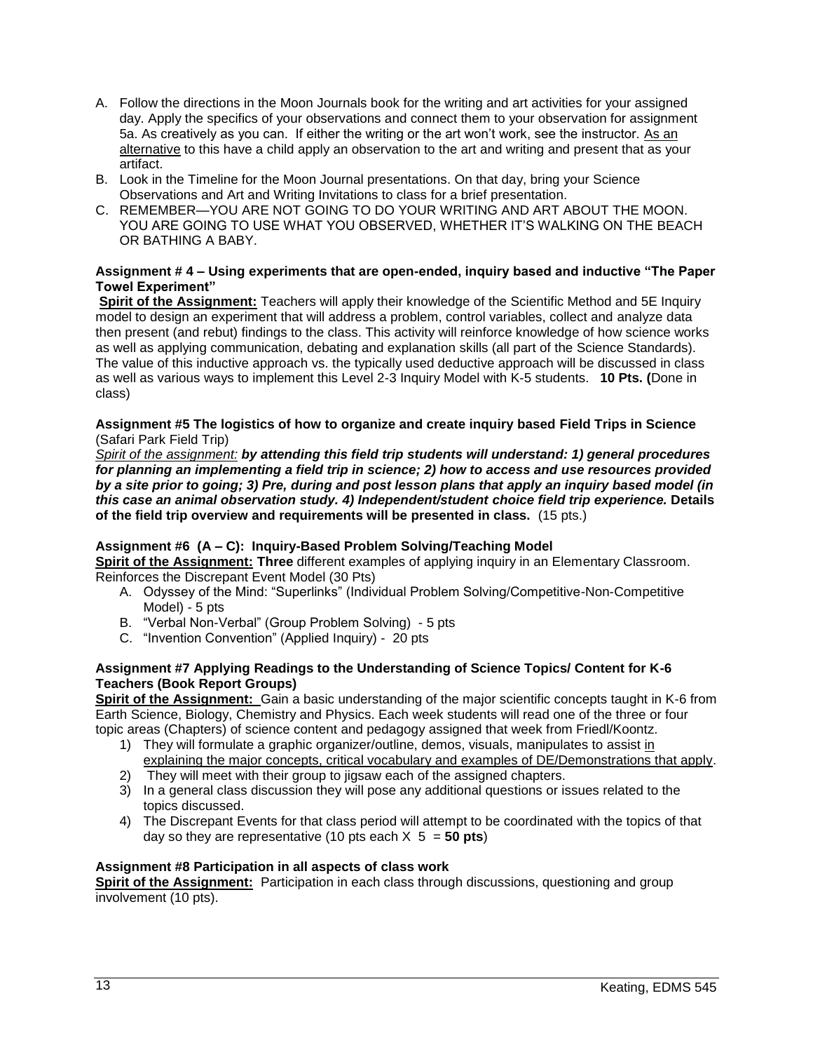A. Follow the directions in the Moon Journals book for the writing and art activities for your assigned day. Apply the specifics of your observations and connect them to your observation for assignment 5a. As creatively as you can. If either the writing or the art won't work, see the instructor. <u>As an alternative</u> to this have a child apply an observation to the art and writing and present that as your artifact.

B. Look in the Timeline for the Moon Journal presentations. On that day, bring your Science Observations and Art and Writing Invitations to class for a brief presentation.

C. REMEMBER—YOU ARE NOT GOING TO DO YOUR WRITING AND ART ABOUT THE MOON. YOU ARE GOING TO USE WHAT YOU OBSERVED, WHETHER IT'S WALKING ON THE BEACH OR BATHING A BABY.

**Assignment # 4 – Using experiments that are open-ended, inquiry based and inductive "The Paper Towel Experiment"**

**<u>Spirit of the Assignment:</u>** Teachers will apply their knowledge of the Scientific Method and 5E Inquiry model to design an experiment that will address a problem, control variables, collect and analyze data then present (and rebut) findings to the class. This activity will reinforce knowledge of how science works as well as applying communication, debating and explanation skills (all part of the Science Standards). The value of this inductive approach vs. the typically used deductive approach will be discussed in class as well as various ways to implement this Level 2-3 Inquiry Model with K-5 students. **10 Pts. (**Done in class)

**Assignment #5 The logistics of how to organize and create inquiry based Field Trips in Science** (Safari Park Field Trip)

<u>*Spirit of the assignment:*</u> ***by attending this field trip students will understand: 1) general procedures for planning an implementing a field trip in science; 2) how to access and use resources provided by a site prior to going; 3) Pre, during and post lesson plans that apply an inquiry based model (in this case an animal observation study. 4) Independent/student choice field trip experience.*** **Details of the field trip overview and requirements will be presented in class.** (15 pts.)

**Assignment #6 (A – C): Inquiry-Based Problem Solving/Teaching Model**

**<u>Spirit of the Assignment:</u> Three** different examples of applying inquiry in an Elementary Classroom. Reinforces the Discrepant Event Model (30 Pts)

A. Odyssey of the Mind: "Superlinks" (Individual Problem Solving/Competitive-Non-Competitive Model) - 5 pts
B. "Verbal Non-Verbal" (Group Problem Solving) - 5 pts
C. "Invention Convention" (Applied Inquiry) - 20 pts

**Assignment #7 Applying Readings to the Understanding of Science Topics/ Content for K-6 Teachers (Book Report Groups)**

**<u>Spirit of the Assignment:</u>** Gain a basic understanding of the major scientific concepts taught in K-6 from Earth Science, Biology, Chemistry and Physics. Each week students will read one of the three or four topic areas (Chapters) of science content and pedagogy assigned that week from Friedl/Koontz.

1) They will formulate a graphic organizer/outline, demos, visuals, manipulates to assist <u>in explaining the major concepts, critical vocabulary and examples of DE/Demonstrations that apply</u>.
2) They will meet with their group to jigsaw each of the assigned chapters.
3) In a general class discussion they will pose any additional questions or issues related to the topics discussed.
4) The Discrepant Events for that class period will attempt to be coordinated with the topics of that day so they are representative (10 pts each X 5 = **50 pts**)

**Assignment #8 Participation in all aspects of class work**

**<u>Spirit of the Assignment:</u>** Participation in each class through discussions, questioning and group involvement (10 pts).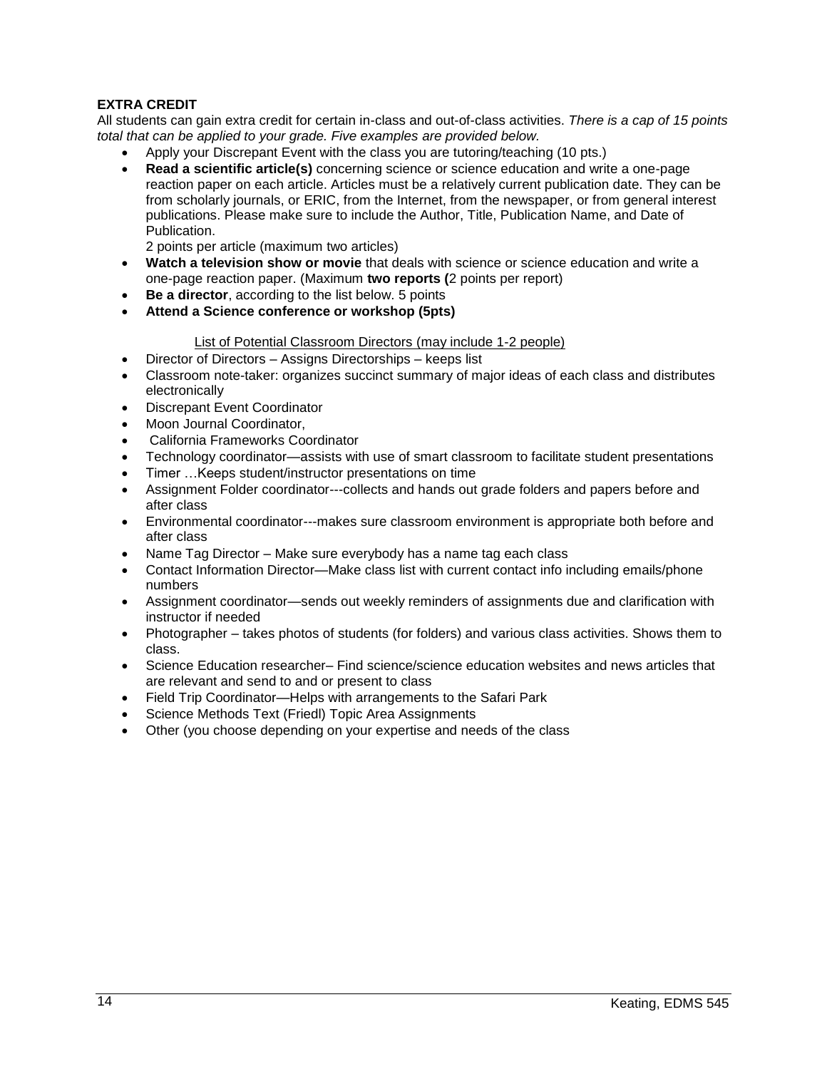**EXTRA CREDIT**

All students can gain extra credit for certain in-class and out-of-class activities. *There is a cap of 15 points total that can be applied to your grade. Five examples are provided below.*

- Apply your Discrepant Event with the class you are tutoring/teaching (10 pts.)
- **Read a scientific article(s)** concerning science or science education and write a one-page reaction paper on each article. Articles must be a relatively current publication date. They can be from scholarly journals, or ERIC, from the Internet, from the newspaper, or from general interest publications. Please make sure to include the Author, Title, Publication Name, and Date of Publication.

  2 points per article (maximum two articles)
- **Watch a television show or movie** that deals with science or science education and write a one-page reaction paper. (Maximum **two reports (**2 points per report)
- **Be a director**, according to the list below. 5 points
- **Attend a Science conference or workshop (5pts)**

List of Potential Classroom Directors (may include 1-2 people)

- Director of Directors – Assigns Directorships – keeps list
- Classroom note-taker: organizes succinct summary of major ideas of each class and distributes electronically
- Discrepant Event Coordinator
- Moon Journal Coordinator,
- California Frameworks Coordinator
- Technology coordinator—assists with use of smart classroom to facilitate student presentations
- Timer …Keeps student/instructor presentations on time
- Assignment Folder coordinator---collects and hands out grade folders and papers before and after class
- Environmental coordinator---makes sure classroom environment is appropriate both before and after class
- Name Tag Director – Make sure everybody has a name tag each class
- Contact Information Director—Make class list with current contact info including emails/phone numbers
- Assignment coordinator—sends out weekly reminders of assignments due and clarification with instructor if needed
- Photographer – takes photos of students (for folders) and various class activities. Shows them to class.
- Science Education researcher– Find science/science education websites and news articles that are relevant and send to and or present to class
- Field Trip Coordinator—Helps with arrangements to the Safari Park
- Science Methods Text (Friedl) Topic Area Assignments
- Other (you choose depending on your expertise and needs of the class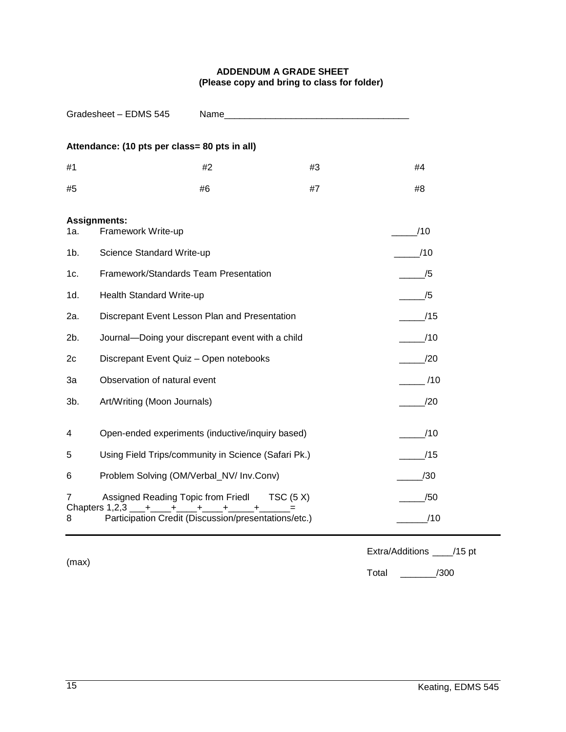**ADDENDUM A GRADE SHEET**
**(Please copy and bring to class for folder)**

Gradesheet – EDMS 545 Name___________________________________

**Attendance: (10 pts per class= 80 pts in all)**

| | | | |
|---|---|---|---|
| #1 | #2 | #3 | #4 |
| #5 | #6 | #7 | #8 |

**Assignments:**

| | | |
|---|---|---|
| 1a. | Framework Write-up | _____/10 |
| 1b. | Science Standard Write-up | _____/10 |
| 1c. | Framework/Standards Team Presentation | _____/5 |
| 1d. | Health Standard Write-up | _____/5 |
| 2a. | Discrepant Event Lesson Plan and Presentation | _____/15 |
| 2b. | Journal—Doing your discrepant event with a child | _____/10 |
| 2c | Discrepant Event Quiz – Open notebooks | _____/20 |
| 3a | Observation of natural event | _____ /10 |
| 3b. | Art/Writing (Moon Journals) | _____/20 |
| 4 | Open-ended experiments (inductive/inquiry based) | _____/10 |
| 5 | Using Field Trips/community in Science (Safari Pk.) | _____/15 |
| 6 | Problem Solving (OM/Verbal_NV/ Inv.Conv) | _____/30 |
| 7 | Assigned Reading Topic from Friedl TSC (5 X) Chapters 1,2,3 ___+____+____+____+_____+______= | _____/50 |
| 8 | Participation Credit (Discussion/presentations/etc.) | ______/10 |

Extra/Additions ____/15 pt

(max)

Total _______/300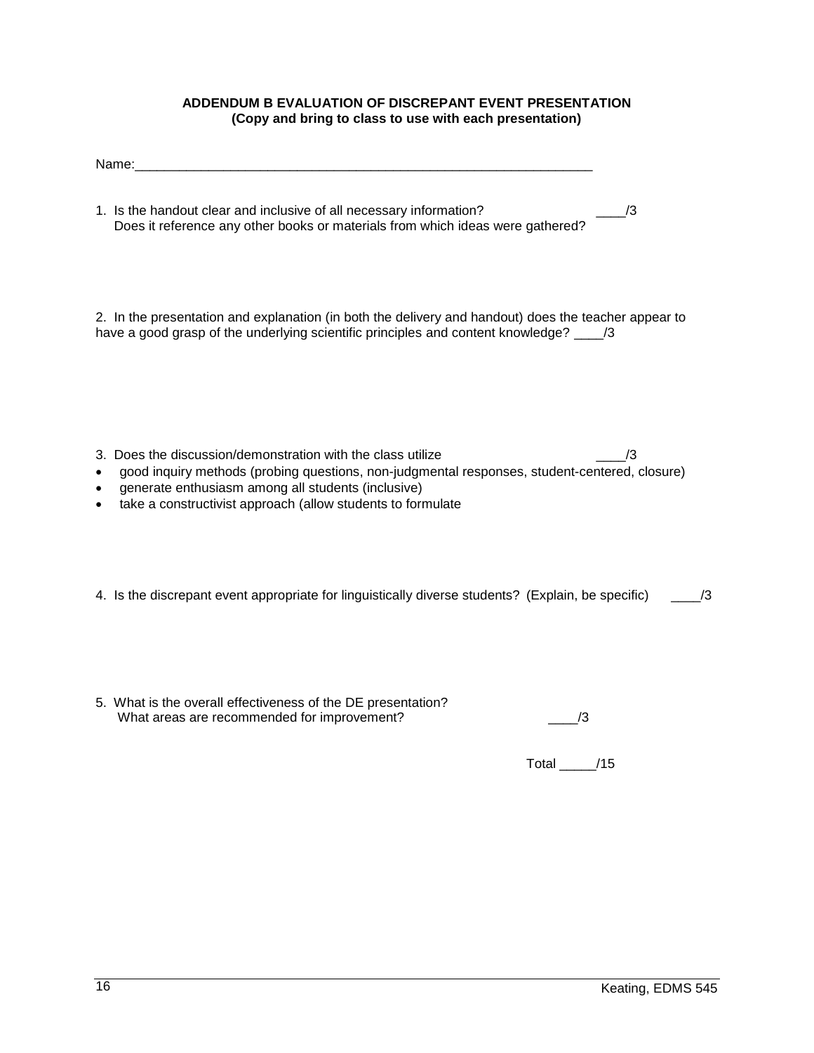**ADDENDUM B EVALUATION OF DISCREPANT EVENT PRESENTATION**
**(Copy and bring to class to use with each presentation)**

Name:_________________________________________________________________

1. Is the handout clear and inclusive of all necessary information? ____/3
   Does it reference any other books or materials from which ideas were gathered?

2. In the presentation and explanation (in both the delivery and handout) does the teacher appear to have a good grasp of the underlying scientific principles and content knowledge? ____/3

3. Does the discussion/demonstration with the class utilize ____/3

- good inquiry methods (probing questions, non-judgmental responses, student-centered, closure)
- generate enthusiasm among all students (inclusive)
- take a constructivist approach (allow students to formulate

4. Is the discrepant event appropriate for linguistically diverse students? (Explain, be specific) ____/3

5. What is the overall effectiveness of the DE presentation?
   What areas are recommended for improvement? ____/3

Total _____/15